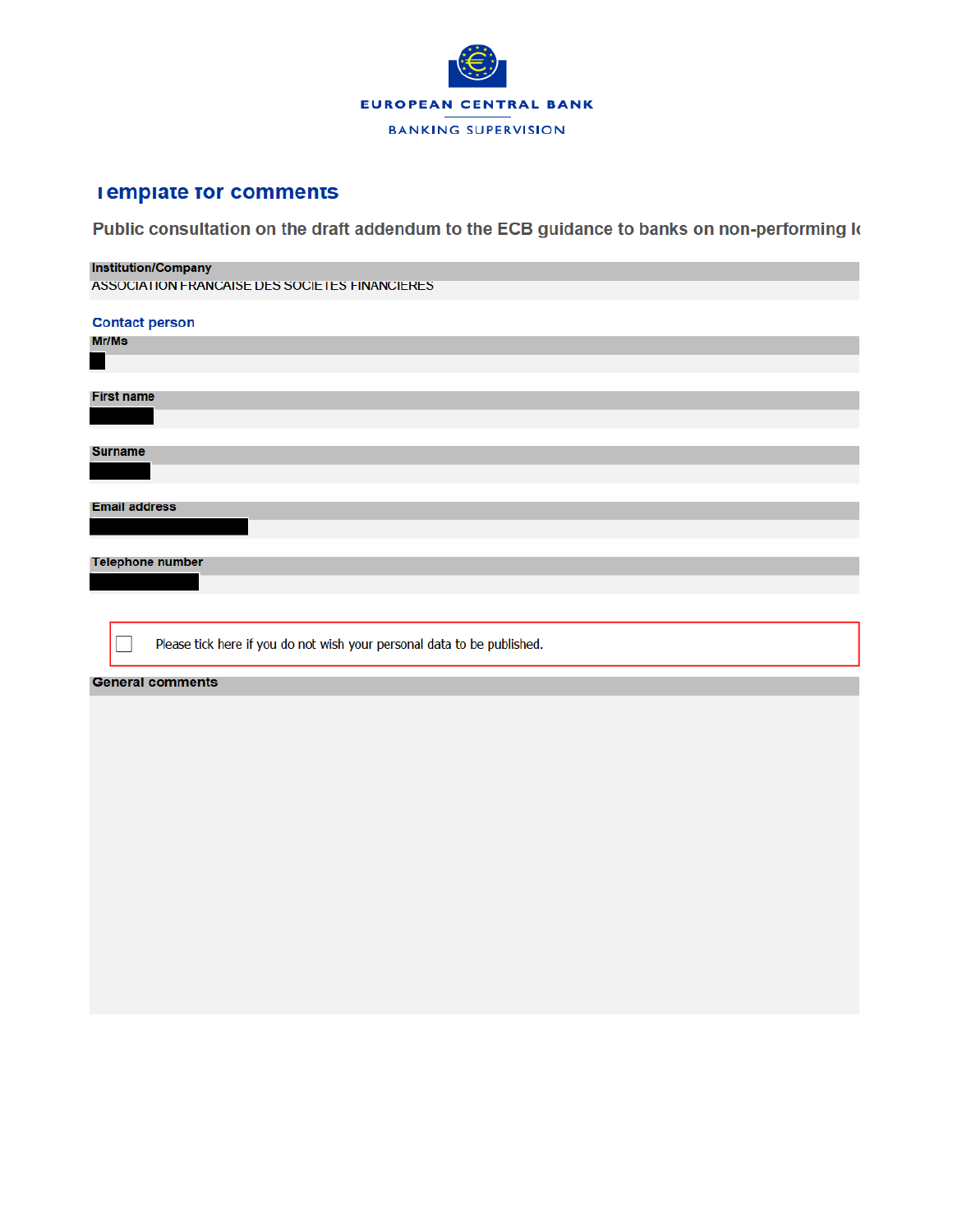EUROPEAN CENTRAL BANK

BANKING SUPERVISION

# Template for comments

## Public consultation on the draft addendum to the ECB guidance to banks on non-performing lo

**Institution/Company**

ASSOCIATION FRANCAISE DES SOCIETES FINANCIERES

### Contact person

**Mr/Ms**

**First name**

**Surname**

**Email address**

**Telephone number**

☐ Please tick here if you do not wish your personal data to be published.

**General comments**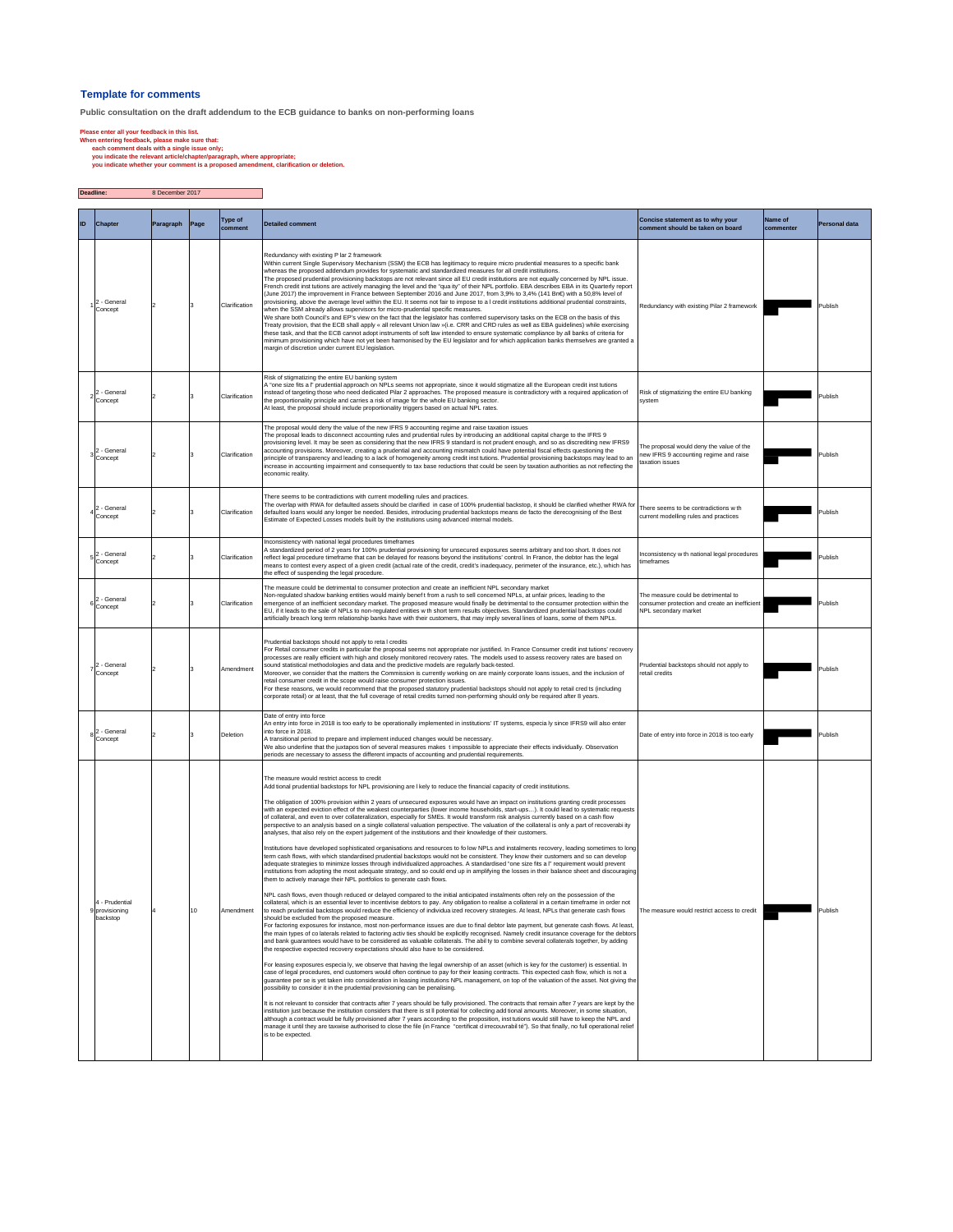## Template for comments

**Public consultation on the draft addendum to the ECB guidance to banks on non-performing loans**

**Please enter all your feedback in this list.**
**When entering feedback, please make sure that:**
**each comment deals with a single issue only;**
**you indicate the relevant article/chapter/paragraph, where appropriate;**
**you indicate whether your comment is a proposed amendment, clarification or deletion.**

**Deadline:** 8 December 2017

| ID | Chapter | Paragraph | Page | Type of comment | Detailed comment | Concise statement as to why your comment should be taken on board | Name of commenter | Personal data |
|---|---|---|---|---|---|---|---|---|
| 1 | 2 - General Concept | 2 | 3 | Clarification | Redundancy with existing P lar 2 framework<br>Within current Single Supervisory Mechanism (SSM) the ECB has legitimacy to require micro prudential measures to a specific bank whereas the proposed addendum provides for systematic and standardized measures for all credit institutions.<br>The proposed prudential provisioning backstops are not relevant since all EU credit institutions are not equally concerned by NPL issue. French credit inst tutions are actively managing the level and the "qua ity" of their NPL portfolio. EBA describes EBA in its Quarterly report (June 2017) the improvement in France between September 2016 and June 2017, from 3,9% to 3,4% (141 Bn€) with a 50,8% level of provisioning, above the average level within the EU. It seems not fair to impose to a l credit institutions additional prudential constraints, when the SSM already allows supervisors for micro-prudential specific measures.<br>We share both Council's and EP's view on the fact that the legislator has conferred supervisory tasks on the ECB on the basis of this Treaty provision, that the ECB shall apply « all relevant Union law »(i.e. CRR and CRD rules as well as EBA guidelines) while exercising these task, and that the ECB cannot adopt instruments of soft law intended to ensure systematic compliance by all banks of criteria for minimum provisioning which have not yet been harmonised by the EU legislator and for which application banks themselves are granted a margin of discretion under current EU legislation. | Redundancy with existing Pilar 2 framework | | Publish |
| 2 | 2 - General Concept | 2 | 3 | Clarification | Risk of stigmatizing the entire EU banking system<br>A "one size fits a l" prudential approach on NPLs seems not appropriate, since it would stigmatize all the European credit inst tutions instead of targeting those who need dedicated Pilar 2 approaches. The proposed measure is contradictory with a required application of the proportionality principle and carries a risk of image for the whole EU banking sector.<br>At least, the proposal should include proportionality triggers based on actual NPL rates. | Risk of stigmatizing the entire EU banking system | | Publish |
| 3 | 2 - General Concept | 2 | 3 | Clarification | The proposal would deny the value of the new IFRS 9 accounting regime and raise taxation issues<br>The proposal leads to disconnect accounting rules and prudential rules by introducing an additional capital charge to the IFRS 9 provisioning level. It may be seen as considering that the new IFRS 9 standard is not prudent enough, and so as discrediting new IFRS9 accounting provisions. Moreover, creating a prudential and accounting mismatch could have potential fiscal effects questioning the principle of transparency and leading to a lack of homogeneity among credit inst tutions. Prudential provisioning backstops may lead to an increase in accounting impairment and consequently to tax base reductions that could be seen by taxation authorities as not reflecting the economic reality. | The proposal would deny the value of the new IFRS 9 accounting regime and raise taxation issues | | Publish |
| 4 | 2 - General Concept | 2 | 3 | Clarification | There seems to be contradictions with current modelling rules and practices.<br>The overlap with RWA for defaulted assets should be clarified in case of 100% prudential backstop, it should be clarified whether RWA for defaulted loans would any longer be needed. Besides, introducing prudential backstops means de facto the derecognising of the Best Estimate of Expected Losses models built by the institutions using advanced internal models. | There seems to be contradictions w th current modelling rules and practices | | Publish |
| 5 | 2 - General Concept | 2 | 3 | Clarification | Inconsistency with national legal procedures timeframes<br>A standardized period of 2 years for 100% prudential provisioning for unsecured exposures seems arbitrary and too short. It does not reflect legal procedure timeframe that can be delayed for reasons beyond the institutions' control. In France, the debtor has the legal means to contest every aspect of a given credit (actual rate of the credit, credit's inadequacy, perimeter of the insurance, etc.), which has the effect of suspending the legal procedure. | Inconsistency w th national legal procedures timeframes | | Publish |
| 6 | 2 - General Concept | 2 | 3 | Clarification | The measure could be detrimental to consumer protection and create an inefficient NPL secondary market<br>Non-regulated shadow banking entities would mainly benef t from a rush to sell concerned NPLs, at unfair prices, leading to the emergence of an inefficient secondary market. The proposed measure would finally be detrimental to the consumer protection within the EU, if it leads to the sale of NPLs to non-regulated entities w th short term results objectives. Standardized prudential backstops could artificially breach long term relationship banks have with their customers, that may imply several lines of loans, some of them NPLs. | The measure could be detrimental to consumer protection and create an inefficient NPL secondary market | | Publish |
| 7 | 2 - General Concept | 2 | 3 | Amendment | Prudential backstops should not apply to reta l credits<br>For Retail consumer credits in particular the proposal seems not appropriate nor justified. In France Consumer credit inst tutions' recovery processes are really efficient with high and closely monitored recovery rates. The models used to assess recovery rates are based on sound statistical methodologies and data and the predictive models are regularly back-tested.<br>Moreover, we consider that the matters the Commission is currently working on are mainly corporate loans issues, and the inclusion of retail consumer credit in the scope would raise consumer protection issues.<br>For these reasons, we would recommend that the proposed statutory prudential backstops should not apply to retail cred ts (including corporate retail) or at least, that the full coverage of retail credits turned non-performing should only be required after 8 years. | Prudential backstops should not apply to retail credits | | Publish |
| 8 | 2 - General Concept | 2 | 3 | Deletion | Date of entry into force<br>An entry into force in 2018 is too early to be operationally implemented in institutions' IT systems, especia ly since IFRS9 will also enter into force in 2018.<br>A transitional period to prepare and implement induced changes would be necessary.<br>We also underline that the juxtapos tion of several measures make t impossible to appreciate their effects individually. Observation periods are necessary to assess the different impacts of accounting and prudential requirements. | Date of entry into force in 2018 is too early | | Publish |
| 9 | 4 - Prudential provisioning backstop | 4 | 10 | Amendment | The measure would restrict access to credit<br>Add tional prudential backstops for NPL provisioning are l kely to reduce the financial capacity of credit institutions.<br><br>The obligation of 100% provision within 2 years of unsecured exposures would have an impact on institutions granting credit processes with an expected eviction effect of the weakest counterparties (lower income households, start-ups…). It could lead to systematic requests of collateral, and even to over collateralization, especially for SMEs. It would transform risk analysis currently based on a cash flow perspective to an analysis based on a single collateral valuation perspective. The valuation of the collateral is only a part of recoverabi ity analyses, that also rely on the expert judgement of the institutions and their knowledge of their customers.<br><br>Institutions have developed sophisticated organisations and resources to fo low NPLs and instalments recovery, leading sometimes to long term cash flows, with which standardised prudential backstops would not be consistent. They know their customers and so can develop adequate strategies to minimize losses through individualized approaches. A standardised "one size fits a l" requirement would prevent institutions from adopting the most adequate strategy, and so could end up in amplifying the losses in their balance sheet and discouraging them to actively manage their NPL portfolios to generate cash flows.<br><br>NPL cash flows, even though reduced or delayed compared to the initial anticipated instalments often rely on the possession of the collateral, which is an essential lever to incentivise debtors to pay. Any obligation to realise a collateral in a certain timeframe in order not to reach prudential backstops would reduce the efficiency of individua ized recovery strategies. At least, NPLs that generate cash flows should be excluded from the proposed measure.<br>For factoring exposures for instance, most non-performance issues are due to final debtor late payment, but generate cash flows. At least, the main types of co laterals related to factoring activ ties should be explicitly recognised. Namely credit insurance coverage for the debtors and bank guarantees would have to be considered as valuable collaterals. The abil ty to combine several collaterals together, by adding the respective expected recovery expectations should also have to be considered.<br><br>For leasing exposures especia ly, we observe that having the legal ownership of an asset (which is key for the customer) is essential. In case of legal procedures, end customers would often continue to pay for their leasing contracts. This expected cash flow, which is not a guarantee per se is yet taken into consideration in leasing institutions NPL management, on top of the valuation of the asset. Not giving the possibility to consider it in the prudential provisioning can be penalising.<br><br>It is not relevant to consider that contracts after 7 years should be fully provisioned. The contracts that remain after 7 years are kept by the institution just because the institution considers that there is st ll potential for collecting add tional amounts. Moreover, in some situation, although a contract would be fully provisioned after 7 years according to the proposition, inst tutions would still have to keep the NPL and manage it until they are taxwise authorised to close the file (in France "certificat d irrecouvrabil té"). So that finally, no full operational relief is to be expected. | The measure would restrict access to credit | | Publish |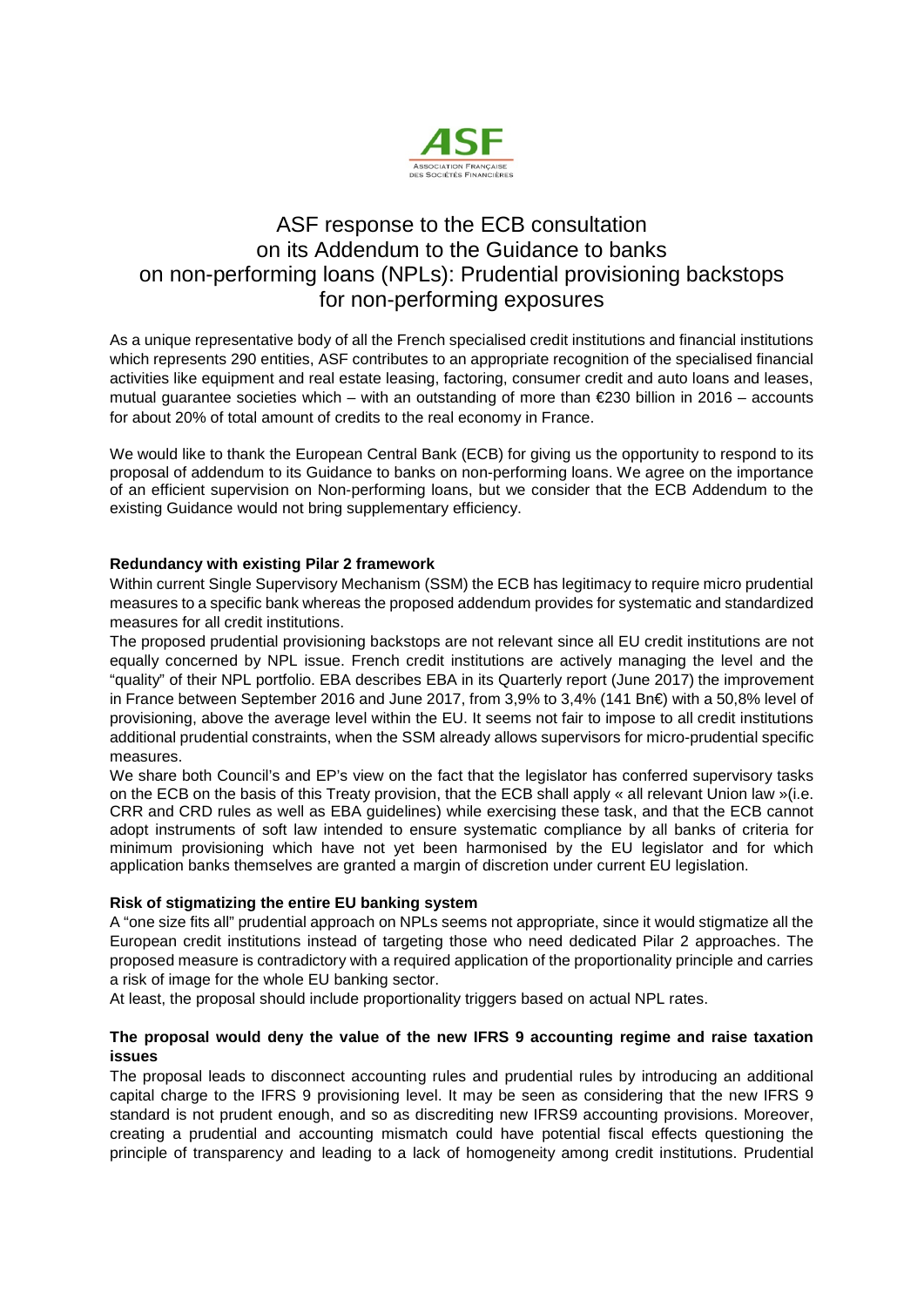# ASF response to the ECB consultation on its Addendum to the Guidance to banks on non-performing loans (NPLs): Prudential provisioning backstops for non-performing exposures

As a unique representative body of all the French specialised credit institutions and financial institutions which represents 290 entities, ASF contributes to an appropriate recognition of the specialised financial activities like equipment and real estate leasing, factoring, consumer credit and auto loans and leases, mutual guarantee societies which – with an outstanding of more than €230 billion in 2016 – accounts for about 20% of total amount of credits to the real economy in France.

We would like to thank the European Central Bank (ECB) for giving us the opportunity to respond to its proposal of addendum to its Guidance to banks on non-performing loans. We agree on the importance of an efficient supervision on Non-performing loans, but we consider that the ECB Addendum to the existing Guidance would not bring supplementary efficiency.

**Redundancy with existing Pilar 2 framework**

Within current Single Supervisory Mechanism (SSM) the ECB has legitimacy to require micro prudential measures to a specific bank whereas the proposed addendum provides for systematic and standardized measures for all credit institutions.

The proposed prudential provisioning backstops are not relevant since all EU credit institutions are not equally concerned by NPL issue. French credit institutions are actively managing the level and the "quality" of their NPL portfolio. EBA describes EBA in its Quarterly report (June 2017) the improvement in France between September 2016 and June 2017, from 3,9% to 3,4% (141 Bn€) with a 50,8% level of provisioning, above the average level within the EU. It seems not fair to impose to all credit institutions additional prudential constraints, when the SSM already allows supervisors for micro-prudential specific measures.

We share both Council's and EP's view on the fact that the legislator has conferred supervisory tasks on the ECB on the basis of this Treaty provision, that the ECB shall apply « all relevant Union law »(i.e. CRR and CRD rules as well as EBA guidelines) while exercising these task, and that the ECB cannot adopt instruments of soft law intended to ensure systematic compliance by all banks of criteria for minimum provisioning which have not yet been harmonised by the EU legislator and for which application banks themselves are granted a margin of discretion under current EU legislation.

**Risk of stigmatizing the entire EU banking system**

A "one size fits all" prudential approach on NPLs seems not appropriate, since it would stigmatize all the European credit institutions instead of targeting those who need dedicated Pilar 2 approaches. The proposed measure is contradictory with a required application of the proportionality principle and carries a risk of image for the whole EU banking sector.

At least, the proposal should include proportionality triggers based on actual NPL rates.

**The proposal would deny the value of the new IFRS 9 accounting regime and raise taxation issues**

The proposal leads to disconnect accounting rules and prudential rules by introducing an additional capital charge to the IFRS 9 provisioning level. It may be seen as considering that the new IFRS 9 standard is not prudent enough, and so as discrediting new IFRS9 accounting provisions. Moreover, creating a prudential and accounting mismatch could have potential fiscal effects questioning the principle of transparency and leading to a lack of homogeneity among credit institutions. Prudential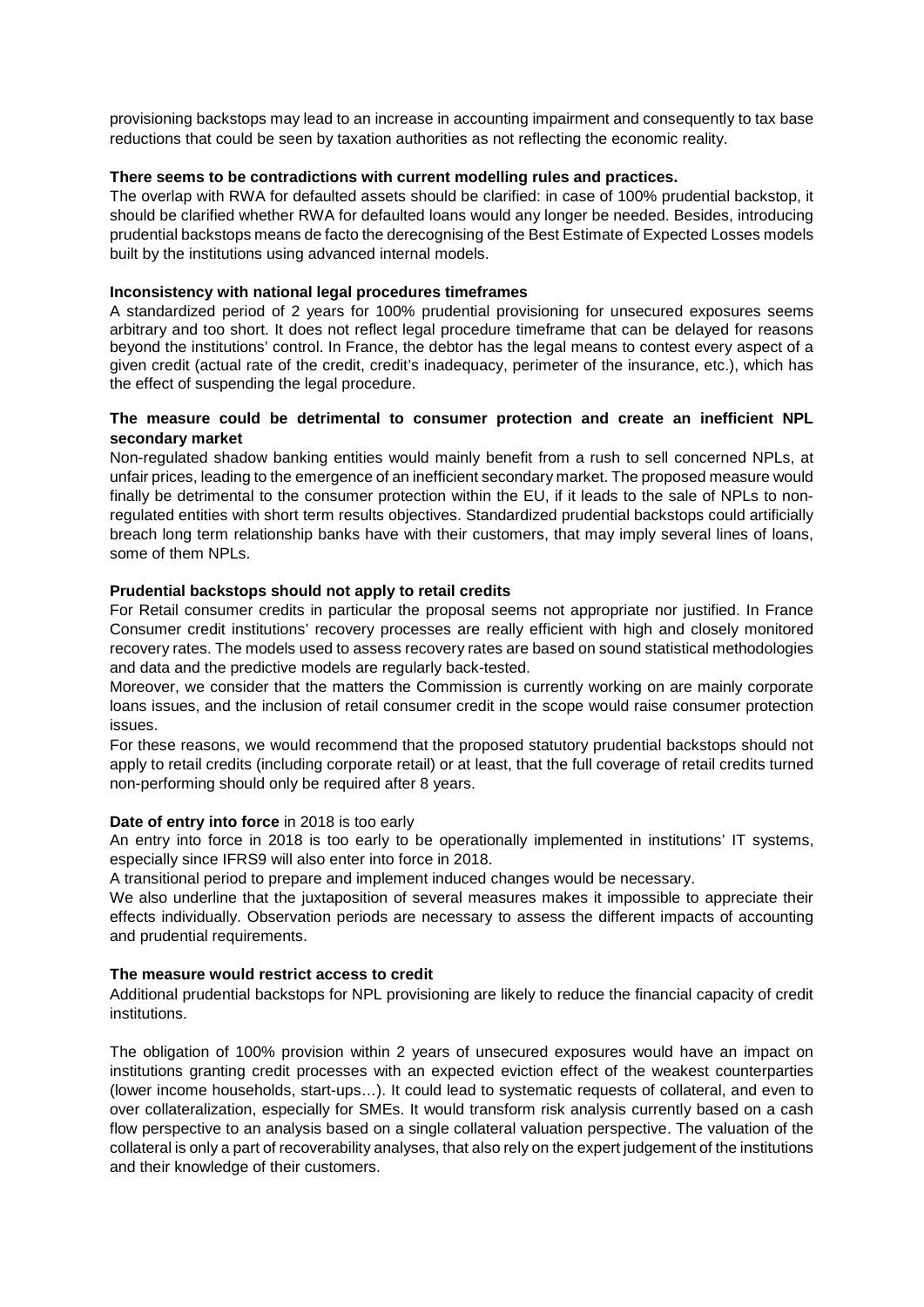provisioning backstops may lead to an increase in accounting impairment and consequently to tax base reductions that could be seen by taxation authorities as not reflecting the economic reality.

**There seems to be contradictions with current modelling rules and practices.**

The overlap with RWA for defaulted assets should be clarified: in case of 100% prudential backstop, it should be clarified whether RWA for defaulted loans would any longer be needed. Besides, introducing prudential backstops means de facto the derecognising of the Best Estimate of Expected Losses models built by the institutions using advanced internal models.

**Inconsistency with national legal procedures timeframes**

A standardized period of 2 years for 100% prudential provisioning for unsecured exposures seems arbitrary and too short. It does not reflect legal procedure timeframe that can be delayed for reasons beyond the institutions' control. In France, the debtor has the legal means to contest every aspect of a given credit (actual rate of the credit, credit's inadequacy, perimeter of the insurance, etc.), which has the effect of suspending the legal procedure.

**The measure could be detrimental to consumer protection and create an inefficient NPL secondary market**

Non-regulated shadow banking entities would mainly benefit from a rush to sell concerned NPLs, at unfair prices, leading to the emergence of an inefficient secondary market. The proposed measure would finally be detrimental to the consumer protection within the EU, if it leads to the sale of NPLs to non-regulated entities with short term results objectives. Standardized prudential backstops could artificially breach long term relationship banks have with their customers, that may imply several lines of loans, some of them NPLs.

**Prudential backstops should not apply to retail credits**

For Retail consumer credits in particular the proposal seems not appropriate nor justified. In France Consumer credit institutions' recovery processes are really efficient with high and closely monitored recovery rates. The models used to assess recovery rates are based on sound statistical methodologies and data and the predictive models are regularly back-tested.

Moreover, we consider that the matters the Commission is currently working on are mainly corporate loans issues, and the inclusion of retail consumer credit in the scope would raise consumer protection issues.

For these reasons, we would recommend that the proposed statutory prudential backstops should not apply to retail credits (including corporate retail) or at least, that the full coverage of retail credits turned non-performing should only be required after 8 years.

**Date of entry into force** in 2018 is too early

An entry into force in 2018 is too early to be operationally implemented in institutions' IT systems, especially since IFRS9 will also enter into force in 2018.

A transitional period to prepare and implement induced changes would be necessary.

We also underline that the juxtaposition of several measures makes it impossible to appreciate their effects individually. Observation periods are necessary to assess the different impacts of accounting and prudential requirements.

**The measure would restrict access to credit**

Additional prudential backstops for NPL provisioning are likely to reduce the financial capacity of credit institutions.

The obligation of 100% provision within 2 years of unsecured exposures would have an impact on institutions granting credit processes with an expected eviction effect of the weakest counterparties (lower income households, start-ups…). It could lead to systematic requests of collateral, and even to over collateralization, especially for SMEs. It would transform risk analysis currently based on a cash flow perspective to an analysis based on a single collateral valuation perspective. The valuation of the collateral is only a part of recoverability analyses, that also rely on the expert judgement of the institutions and their knowledge of their customers.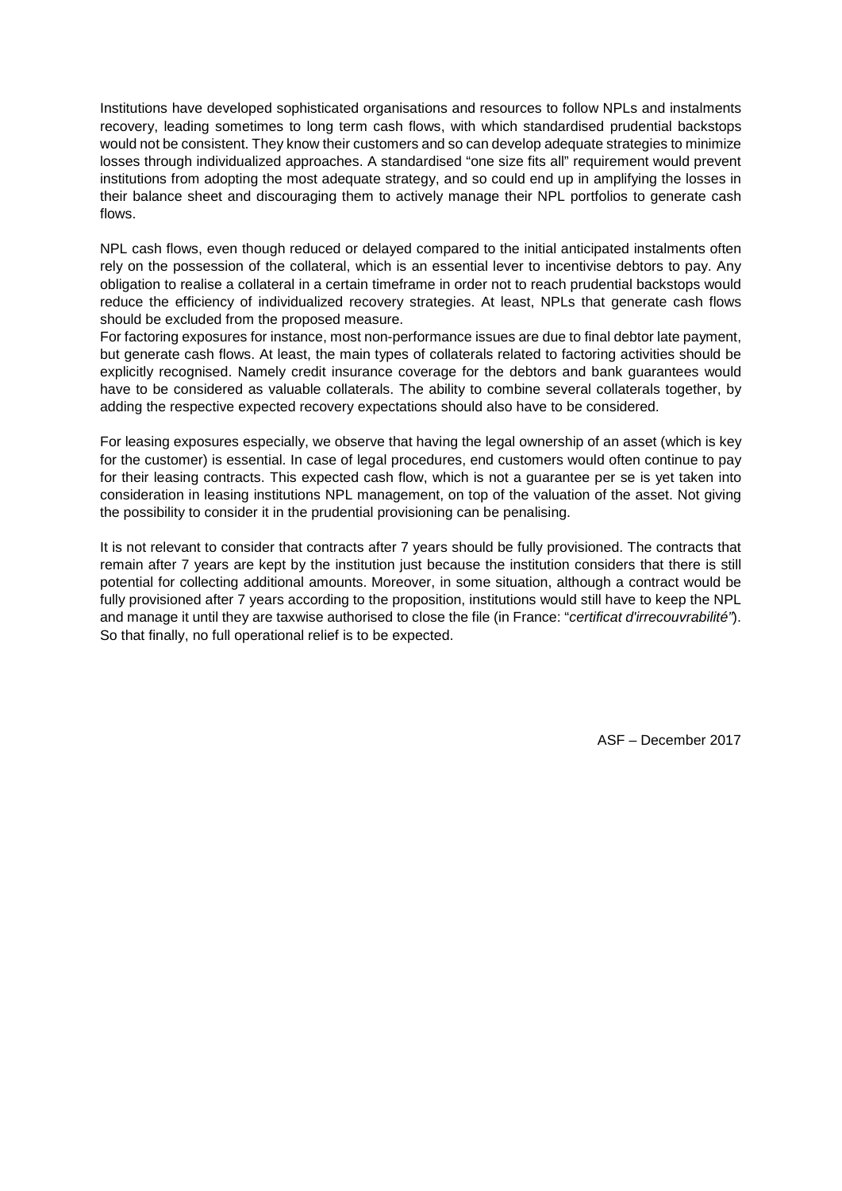Institutions have developed sophisticated organisations and resources to follow NPLs and instalments recovery, leading sometimes to long term cash flows, with which standardised prudential backstops would not be consistent. They know their customers and so can develop adequate strategies to minimize losses through individualized approaches. A standardised "one size fits all" requirement would prevent institutions from adopting the most adequate strategy, and so could end up in amplifying the losses in their balance sheet and discouraging them to actively manage their NPL portfolios to generate cash flows.

NPL cash flows, even though reduced or delayed compared to the initial anticipated instalments often rely on the possession of the collateral, which is an essential lever to incentivise debtors to pay. Any obligation to realise a collateral in a certain timeframe in order not to reach prudential backstops would reduce the efficiency of individualized recovery strategies. At least, NPLs that generate cash flows should be excluded from the proposed measure.
For factoring exposures for instance, most non-performance issues are due to final debtor late payment, but generate cash flows. At least, the main types of collaterals related to factoring activities should be explicitly recognised. Namely credit insurance coverage for the debtors and bank guarantees would have to be considered as valuable collaterals. The ability to combine several collaterals together, by adding the respective expected recovery expectations should also have to be considered.

For leasing exposures especially, we observe that having the legal ownership of an asset (which is key for the customer) is essential. In case of legal procedures, end customers would often continue to pay for their leasing contracts. This expected cash flow, which is not a guarantee per se is yet taken into consideration in leasing institutions NPL management, on top of the valuation of the asset. Not giving the possibility to consider it in the prudential provisioning can be penalising.

It is not relevant to consider that contracts after 7 years should be fully provisioned. The contracts that remain after 7 years are kept by the institution just because the institution considers that there is still potential for collecting additional amounts. Moreover, in some situation, although a contract would be fully provisioned after 7 years according to the proposition, institutions would still have to keep the NPL and manage it until they are taxwise authorised to close the file (in France: "*certificat d'irrecouvrabilité*"). So that finally, no full operational relief is to be expected.

ASF – December 2017